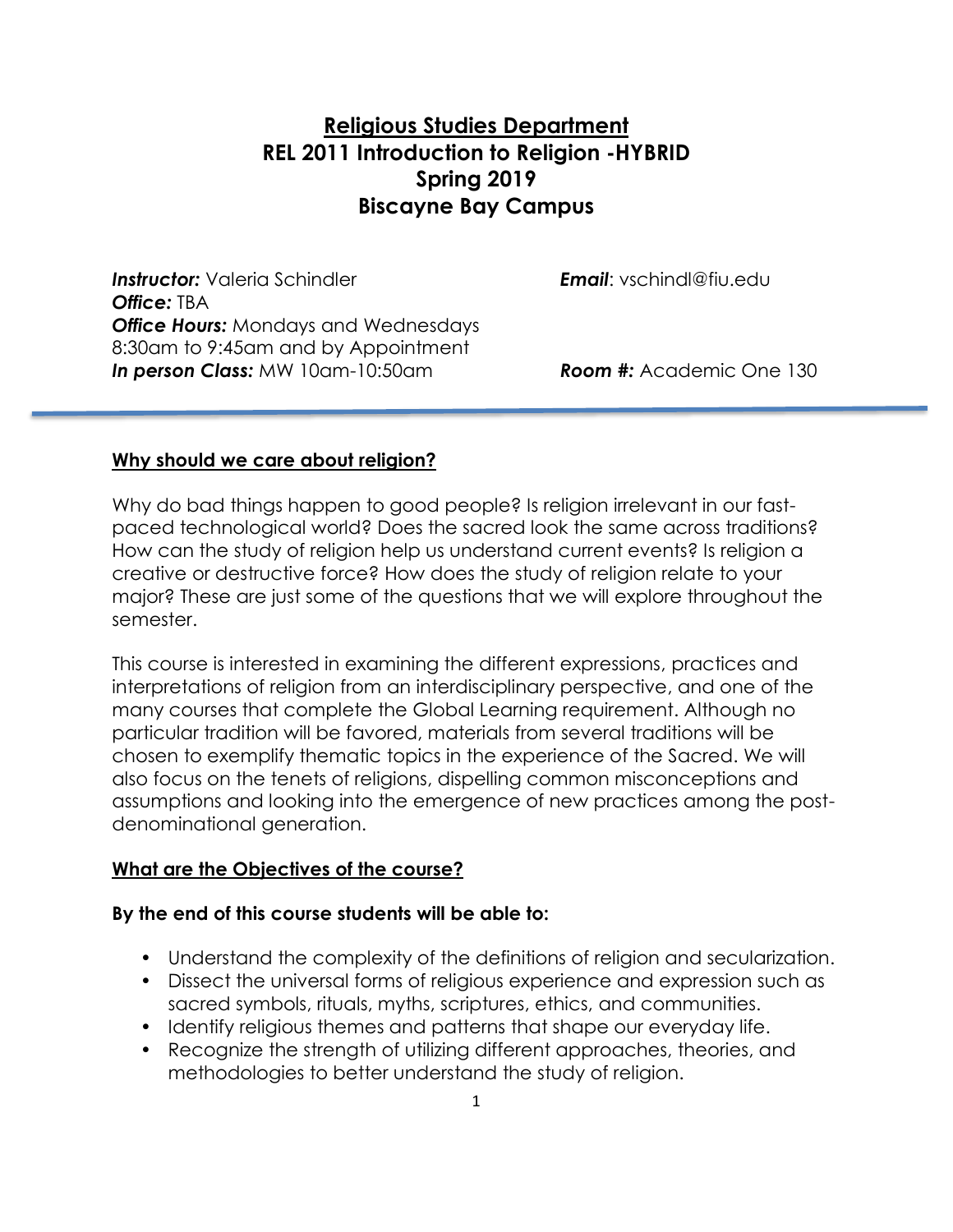# Religious Studies Department
# REL 2011 Introduction to Religion -HYBRID
# Spring 2019
# Biscayne Bay Campus

***Instructor:*** Valeria Schindler
***Email***: vschindl@fiu.edu
***Office:*** TBA
***Office Hours:*** Mondays and Wednesdays 8:30am to 9:45am and by Appointment
***In person Class:*** MW 10am-10:50am
***Room #:*** Academic One 130

---

## Why should we care about religion?

Why do bad things happen to good people? Is religion irrelevant in our fast-paced technological world? Does the sacred look the same across traditions? How can the study of religion help us understand current events? Is religion a creative or destructive force? How does the study of religion relate to your major? These are just some of the questions that we will explore throughout the semester.

This course is interested in examining the different expressions, practices and interpretations of religion from an interdisciplinary perspective, and one of the many courses that complete the Global Learning requirement. Although no particular tradition will be favored, materials from several traditions will be chosen to exemplify thematic topics in the experience of the Sacred. We will also focus on the tenets of religions, dispelling common misconceptions and assumptions and looking into the emergence of new practices among the post-denominational generation.

## What are the Objectives of the course?

**By the end of this course students will be able to:**

- Understand the complexity of the definitions of religion and secularization.
- Dissect the universal forms of religious experience and expression such as sacred symbols, rituals, myths, scriptures, ethics, and communities.
- Identify religious themes and patterns that shape our everyday life.
- Recognize the strength of utilizing different approaches, theories, and methodologies to better understand the study of religion.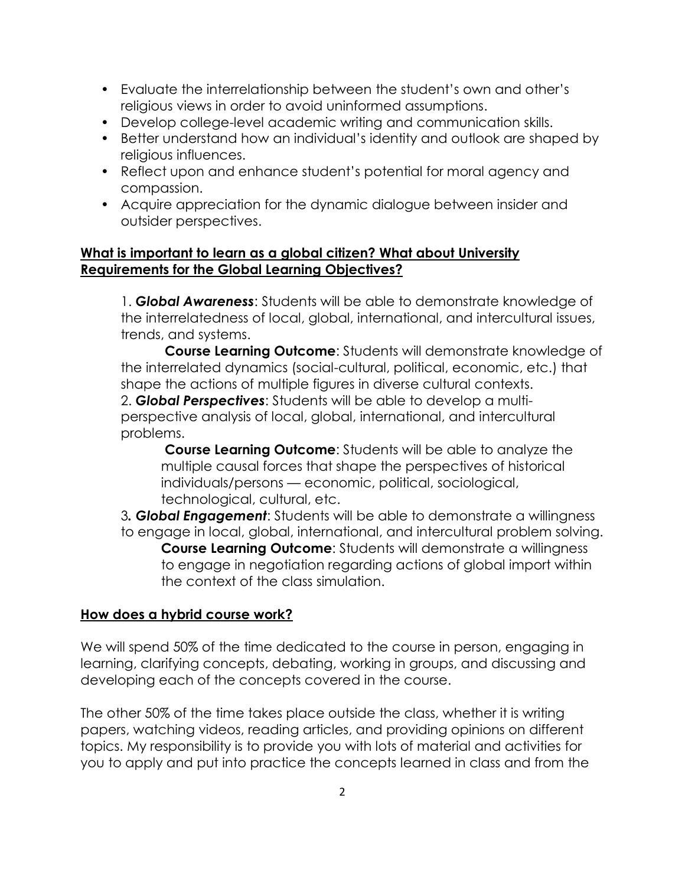- Evaluate the interrelationship between the student's own and other's religious views in order to avoid uninformed assumptions.
- Develop college-level academic writing and communication skills.
- Better understand how an individual's identity and outlook are shaped by religious influences.
- Reflect upon and enhance student's potential for moral agency and compassion.
- Acquire appreciation for the dynamic dialogue between insider and outsider perspectives.

## What is important to learn as a global citizen? What about University Requirements for the Global Learning Objectives?

1. ***Global Awareness***: Students will be able to demonstrate knowledge of the interrelatedness of local, global, international, and intercultural issues, trends, and systems.

   **Course Learning Outcome**: Students will demonstrate knowledge of the interrelated dynamics (social-cultural, political, economic, etc.) that shape the actions of multiple figures in diverse cultural contexts.

2. ***Global Perspectives***: Students will be able to develop a multi-perspective analysis of local, global, international, and intercultural problems.

   **Course Learning Outcome**: Students will be able to analyze the multiple causal forces that shape the perspectives of historical individuals/persons — economic, political, sociological, technological, cultural, etc.

3. ***Global Engagement***: Students will be able to demonstrate a willingness to engage in local, global, international, and intercultural problem solving.

   **Course Learning Outcome**: Students will demonstrate a willingness to engage in negotiation regarding actions of global import within the context of the class simulation.

## How does a hybrid course work?

We will spend 50% of the time dedicated to the course in person, engaging in learning, clarifying concepts, debating, working in groups, and discussing and developing each of the concepts covered in the course.

The other 50% of the time takes place outside the class, whether it is writing papers, watching videos, reading articles, and providing opinions on different topics. My responsibility is to provide you with lots of material and activities for you to apply and put into practice the concepts learned in class and from the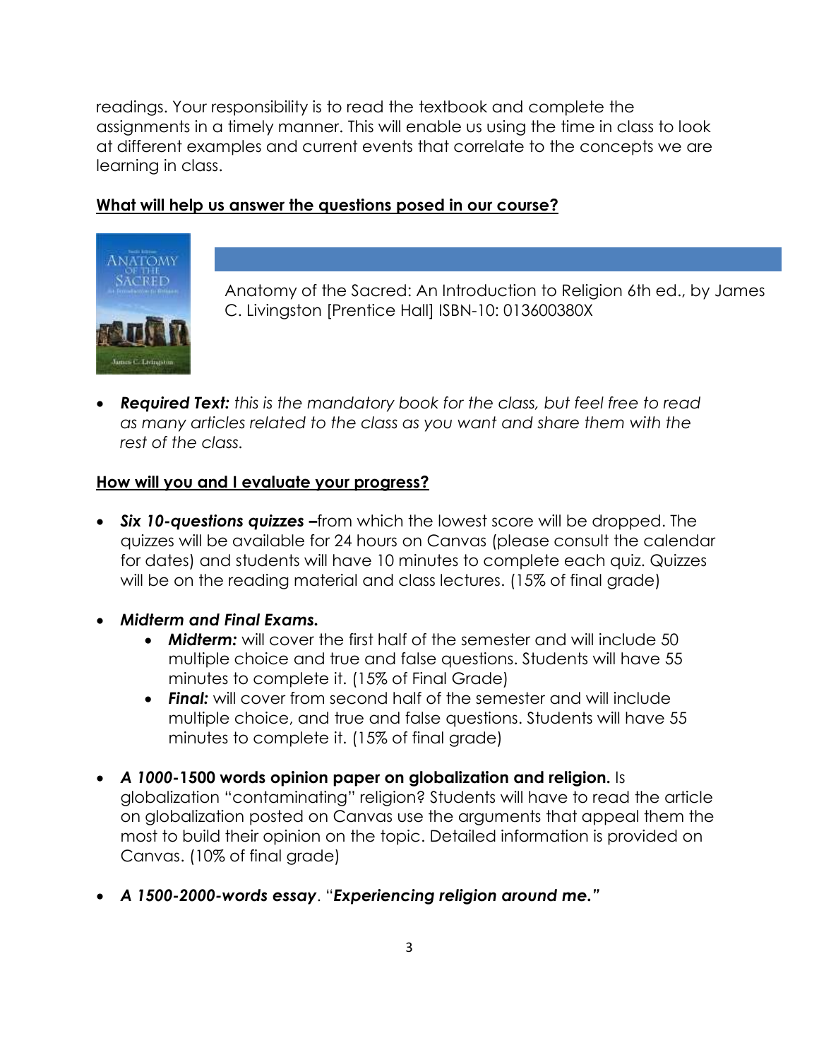readings. Your responsibility is to read the textbook and complete the assignments in a timely manner. This will enable us using the time in class to look at different examples and current events that correlate to the concepts we are learning in class.

## What will help us answer the questions posed in our course?

Anatomy of the Sacred: An Introduction to Religion 6th ed., by James C. Livingston [Prentice Hall] ISBN-10: 013600380X

- ***Required Text:*** *this is the mandatory book for the class, but feel free to read as many articles related to the class as you want and share them with the rest of the class.*

## How will you and I evaluate your progress?

- ***Six 10-questions quizzes –*** from which the lowest score will be dropped. The quizzes will be available for 24 hours on Canvas (please consult the calendar for dates) and students will have 10 minutes to complete each quiz. Quizzes will be on the reading material and class lectures. (15% of final grade)

- ***Midterm and Final Exams.***
    - ***Midterm:*** will cover the first half of the semester and will include 50 multiple choice and true and false questions. Students will have 55 minutes to complete it. (15% of Final Grade)
    - ***Final:*** will cover from second half of the semester and will include multiple choice, and true and false questions. Students will have 55 minutes to complete it. (15% of final grade)

- ***A 1000-*1500 words opinion paper on globalization and religion.** Is globalization "contaminating" religion? Students will have to read the article on globalization posted on Canvas use the arguments that appeal them the most to build their opinion on the topic. Detailed information is provided on Canvas. (10% of final grade)

- ***A 1500-2000-words essay***. "***Experiencing religion around me."***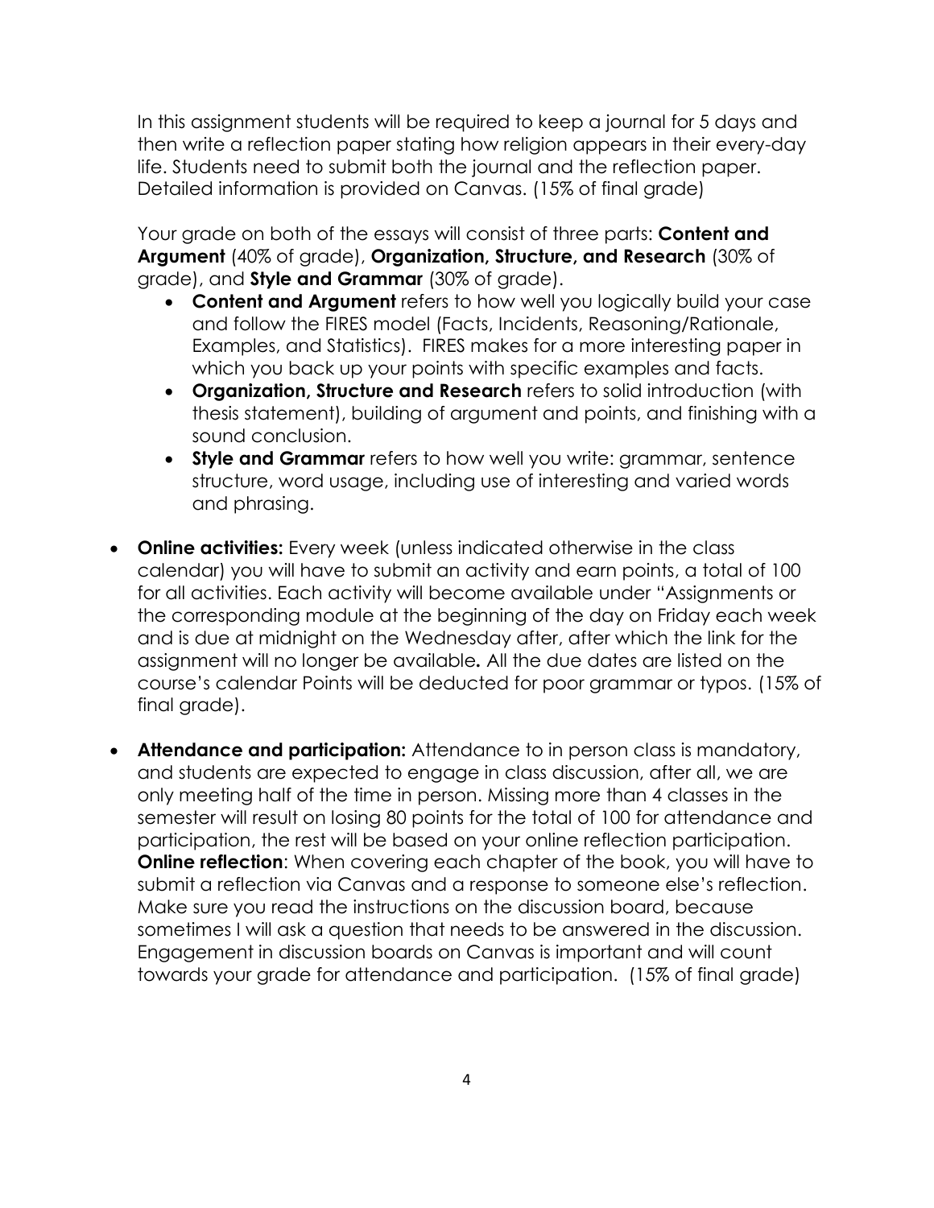In this assignment students will be required to keep a journal for 5 days and then write a reflection paper stating how religion appears in their every-day life. Students need to submit both the journal and the reflection paper. Detailed information is provided on Canvas. (15% of final grade)

Your grade on both of the essays will consist of three parts: **Content and Argument** (40% of grade), **Organization, Structure, and Research** (30% of grade), and **Style and Grammar** (30% of grade).

- **Content and Argument** refers to how well you logically build your case and follow the FIRES model (Facts, Incidents, Reasoning/Rationale, Examples, and Statistics). FIRES makes for a more interesting paper in which you back up your points with specific examples and facts.
- **Organization, Structure and Research** refers to solid introduction (with thesis statement), building of argument and points, and finishing with a sound conclusion.
- **Style and Grammar** refers to how well you write: grammar, sentence structure, word usage, including use of interesting and varied words and phrasing.

- **Online activities:** Every week (unless indicated otherwise in the class calendar) you will have to submit an activity and earn points, a total of 100 for all activities. Each activity will become available under "Assignments or the corresponding module at the beginning of the day on Friday each week and is due at midnight on the Wednesday after, after which the link for the assignment will no longer be available**.** All the due dates are listed on the course's calendar Points will be deducted for poor grammar or typos. (15% of final grade).

- **Attendance and participation:** Attendance to in person class is mandatory, and students are expected to engage in class discussion, after all, we are only meeting half of the time in person. Missing more than 4 classes in the semester will result on losing 80 points for the total of 100 for attendance and participation, the rest will be based on your online reflection participation. **Online reflection**: When covering each chapter of the book, you will have to submit a reflection via Canvas and a response to someone else's reflection. Make sure you read the instructions on the discussion board, because sometimes I will ask a question that needs to be answered in the discussion. Engagement in discussion boards on Canvas is important and will count towards your grade for attendance and participation. (15% of final grade)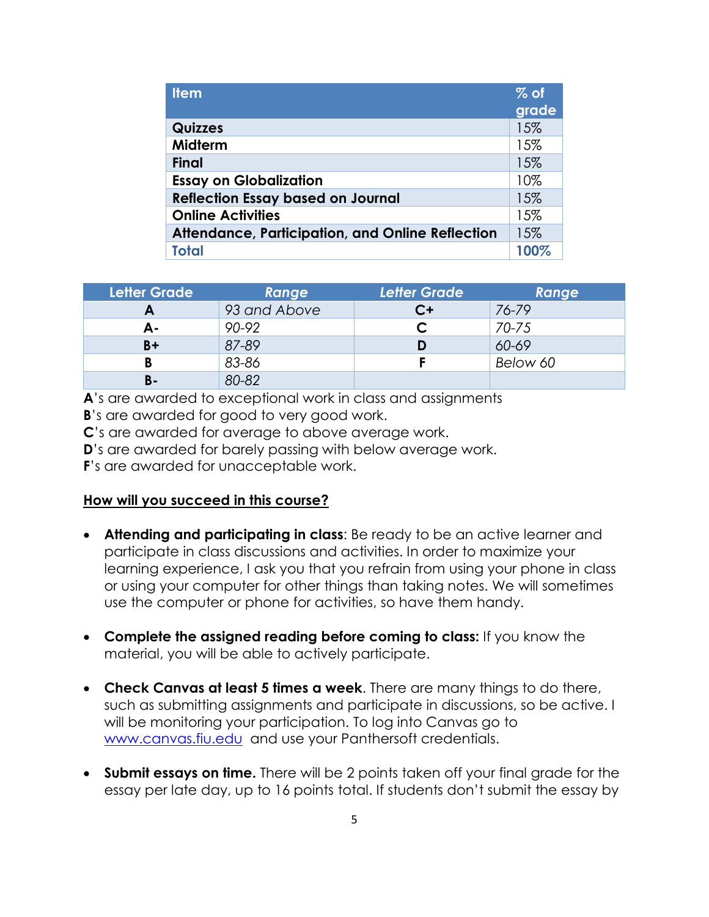| Item | % of grade |
|---|---|
| **Quizzes** | 15% |
| **Midterm** | 15% |
| **Final** | 15% |
| **Essay on Globalization** | 10% |
| **Reflection Essay based on Journal** | 15% |
| **Online Activities** | 15% |
| **Attendance, Participation, and Online Reflection** | 15% |
| **Total** | **100%** |

| Letter Grade | *Range* | *Letter Grade* | *Range* |
|---|---|---|---|
| **A** | *93 and Above* | **C+** | *76-79* |
| **A-** | *90-92* | **C** | *70-75* |
| **B+** | *87-89* | **D** | *60-69* |
| **B** | *83-86* | **F** | *Below 60* |
| **B-** | *80-82* | | |

**A**'s are awarded to exceptional work in class and assignments
**B**'s are awarded for good to very good work.
**C**'s are awarded for average to above average work.
**D**'s are awarded for barely passing with below average work.
**F**'s are awarded for unacceptable work.

**<u>How will you succeed in this course?</u>**

- **Attending and participating in class**: Be ready to be an active learner and participate in class discussions and activities. In order to maximize your learning experience, I ask you that you refrain from using your phone in class or using your computer for other things than taking notes. We will sometimes use the computer or phone for activities, so have them handy.

- **Complete the assigned reading before coming to class:** If you know the material, you will be able to actively participate.

- **Check Canvas at least 5 times a week**. There are many things to do there, such as submitting assignments and participate in discussions, so be active. I will be monitoring your participation. To log into Canvas go to [www.canvas.fiu.edu](http://www.canvas.fiu.edu) and use your Panthersoft credentials.

- **Submit essays on time.** There will be 2 points taken off your final grade for the essay per late day, up to 16 points total. If students don't submit the essay by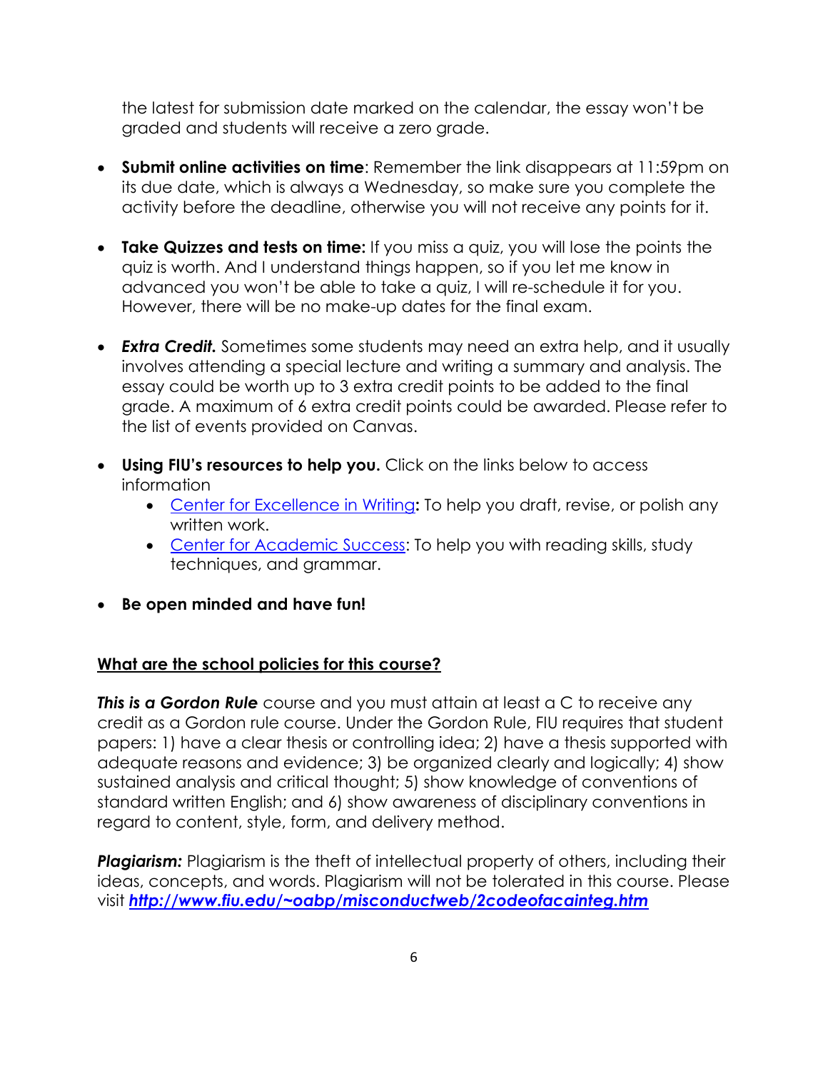the latest for submission date marked on the calendar, the essay won't be graded and students will receive a zero grade.

- **Submit online activities on time**: Remember the link disappears at 11:59pm on its due date, which is always a Wednesday, so make sure you complete the activity before the deadline, otherwise you will not receive any points for it.

- **Take Quizzes and tests on time:** If you miss a quiz, you will lose the points the quiz is worth. And I understand things happen, so if you let me know in advanced you won't be able to take a quiz, I will re-schedule it for you. However, there will be no make-up dates for the final exam.

- ***Extra Credit.*** Sometimes some students may need an extra help, and it usually involves attending a special lecture and writing a summary and analysis. The essay could be worth up to 3 extra credit points to be added to the final grade. A maximum of 6 extra credit points could be awarded. Please refer to the list of events provided on Canvas.

- **Using FIU's resources to help you.** Click on the links below to access information
  - Center for Excellence in Writing**:** To help you draft, revise, or polish any written work.
  - Center for Academic Success: To help you with reading skills, study techniques, and grammar.

- **Be open minded and have fun!**

## What are the school policies for this course?

***This is a Gordon Rule*** course and you must attain at least a C to receive any credit as a Gordon rule course. Under the Gordon Rule, FIU requires that student papers: 1) have a clear thesis or controlling idea; 2) have a thesis supported with adequate reasons and evidence; 3) be organized clearly and logically; 4) show sustained analysis and critical thought; 5) show knowledge of conventions of standard written English; and 6) show awareness of disciplinary conventions in regard to content, style, form, and delivery method.

***Plagiarism:*** Plagiarism is the theft of intellectual property of others, including their ideas, concepts, and words. Plagiarism will not be tolerated in this course. Please visit ***http://www.fiu.edu/~oabp/misconductweb/2codeofacainteg.htm***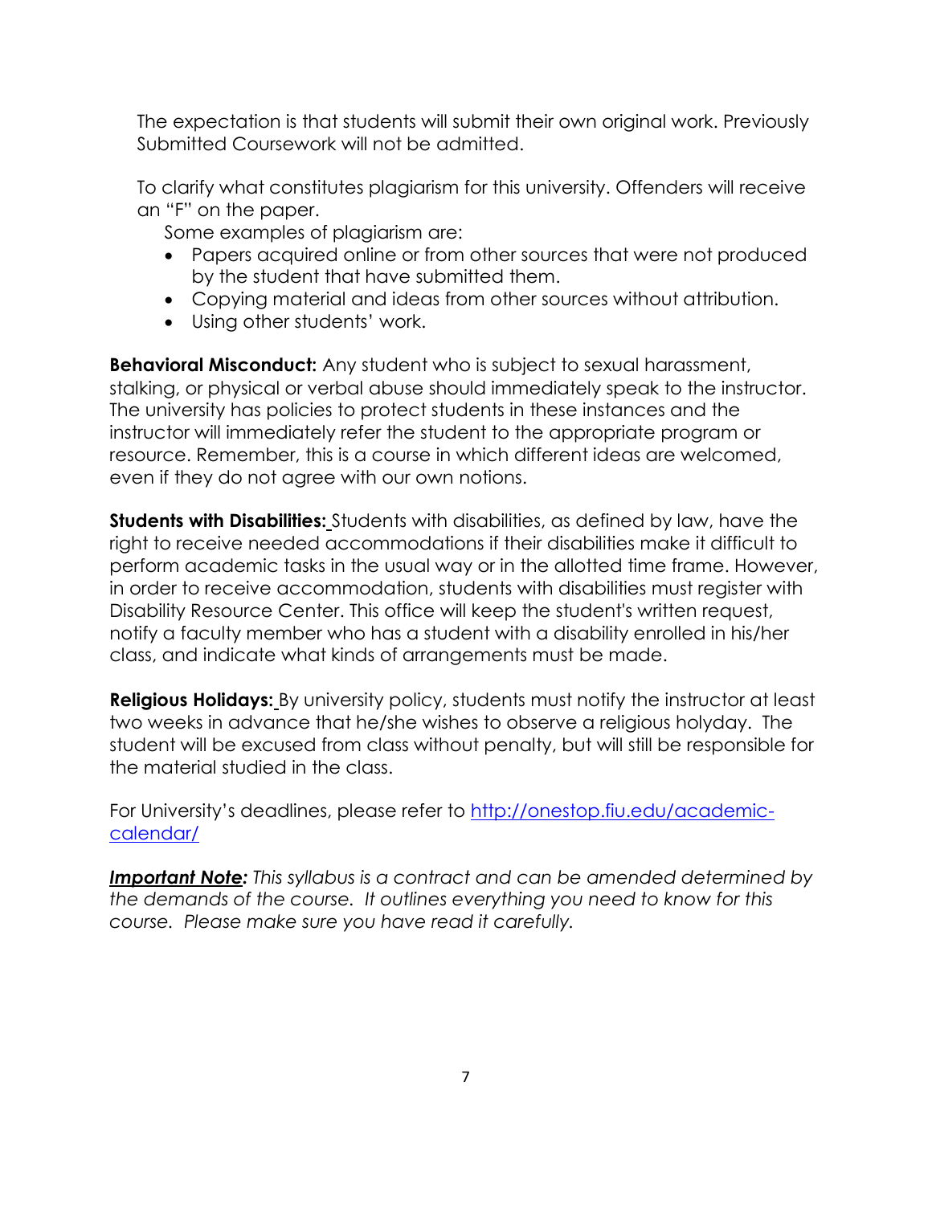The expectation is that students will submit their own original work. Previously Submitted Coursework will not be admitted.

To clarify what constitutes plagiarism for this university. Offenders will receive an "F" on the paper.

Some examples of plagiarism are:

- Papers acquired online or from other sources that were not produced by the student that have submitted them.
- Copying material and ideas from other sources without attribution.
- Using other students' work.

**Behavioral Misconduct:** Any student who is subject to sexual harassment, stalking, or physical or verbal abuse should immediately speak to the instructor. The university has policies to protect students in these instances and the instructor will immediately refer the student to the appropriate program or resource. Remember, this is a course in which different ideas are welcomed, even if they do not agree with our own notions.

**Students with Disabilities:** Students with disabilities, as defined by law, have the right to receive needed accommodations if their disabilities make it difficult to perform academic tasks in the usual way or in the allotted time frame. However, in order to receive accommodation, students with disabilities must register with Disability Resource Center. This office will keep the student's written request, notify a faculty member who has a student with a disability enrolled in his/her class, and indicate what kinds of arrangements must be made.

**Religious Holidays:** By university policy, students must notify the instructor at least two weeks in advance that he/she wishes to observe a religious holyday. The student will be excused from class without penalty, but will still be responsible for the material studied in the class.

For University's deadlines, please refer to [http://onestop.fiu.edu/academic-calendar/](http://onestop.fiu.edu/academic-calendar/)

***Important Note:*** *This syllabus is a contract and can be amended determined by the demands of the course. It outlines everything you need to know for this course. Please make sure you have read it carefully.*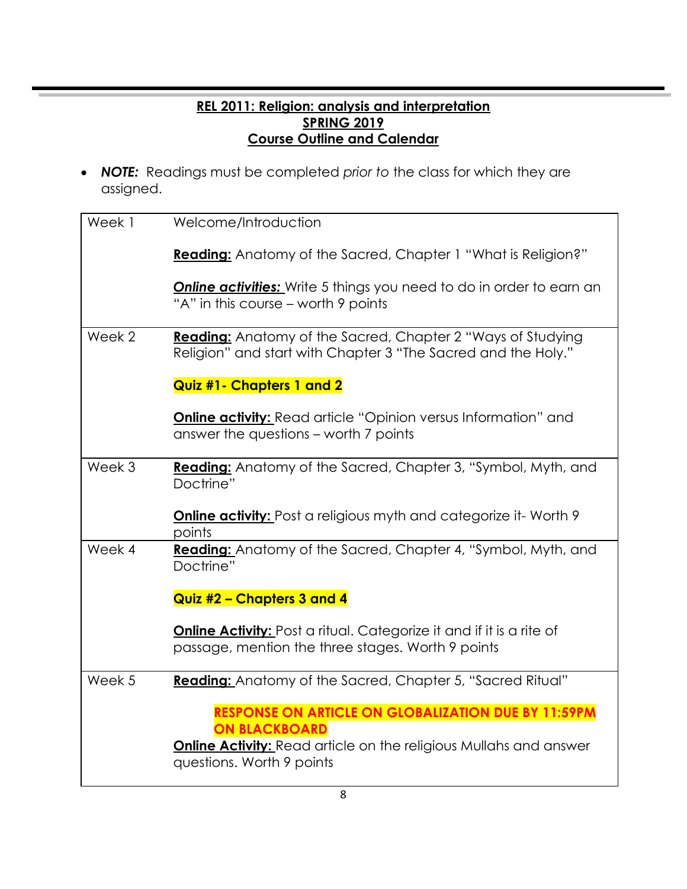**REL 2011: Religion: analysis and interpretation**
**SPRING 2019**
**Course Outline and Calendar**

- ***NOTE:*** Readings must be completed *prior to* the class for which they are assigned.

| | |
|---|---|
| Week 1 | Welcome/Introduction<br><br>**Reading:** Anatomy of the Sacred, Chapter 1 "What is Religion?"<br><br>***Online activities:*** Write 5 things you need to do in order to earn an "A" in this course – worth 9 points |
| Week 2 | **Reading:** Anatomy of the Sacred, Chapter 2 "Ways of Studying Religion" and start with Chapter 3 "The Sacred and the Holy."<br><br>**Quiz #1- Chapters 1 and 2**<br><br>**Online activity:** Read article "Opinion versus Information" and answer the questions – worth 7 points |
| Week 3 | **Reading:** Anatomy of the Sacred, Chapter 3, "Symbol, Myth, and Doctrine"<br><br>**Online activity:** Post a religious myth and categorize it- Worth 9 points |
| Week 4 | **Reading:** Anatomy of the Sacred, Chapter 4, "Symbol, Myth, and Doctrine"<br><br>**Quiz #2 – Chapters 3 and 4**<br><br>**Online Activity:** Post a ritual. Categorize it and if it is a rite of passage, mention the three stages. Worth 9 points |
| Week 5 | **Reading:** Anatomy of the Sacred, Chapter 5, "Sacred Ritual"<br><br>**RESPONSE ON ARTICLE ON GLOBALIZATION DUE BY 11:59PM ON BLACKBOARD**<br>**Online Activity:** Read article on the religious Mullahs and answer questions. Worth 9 points |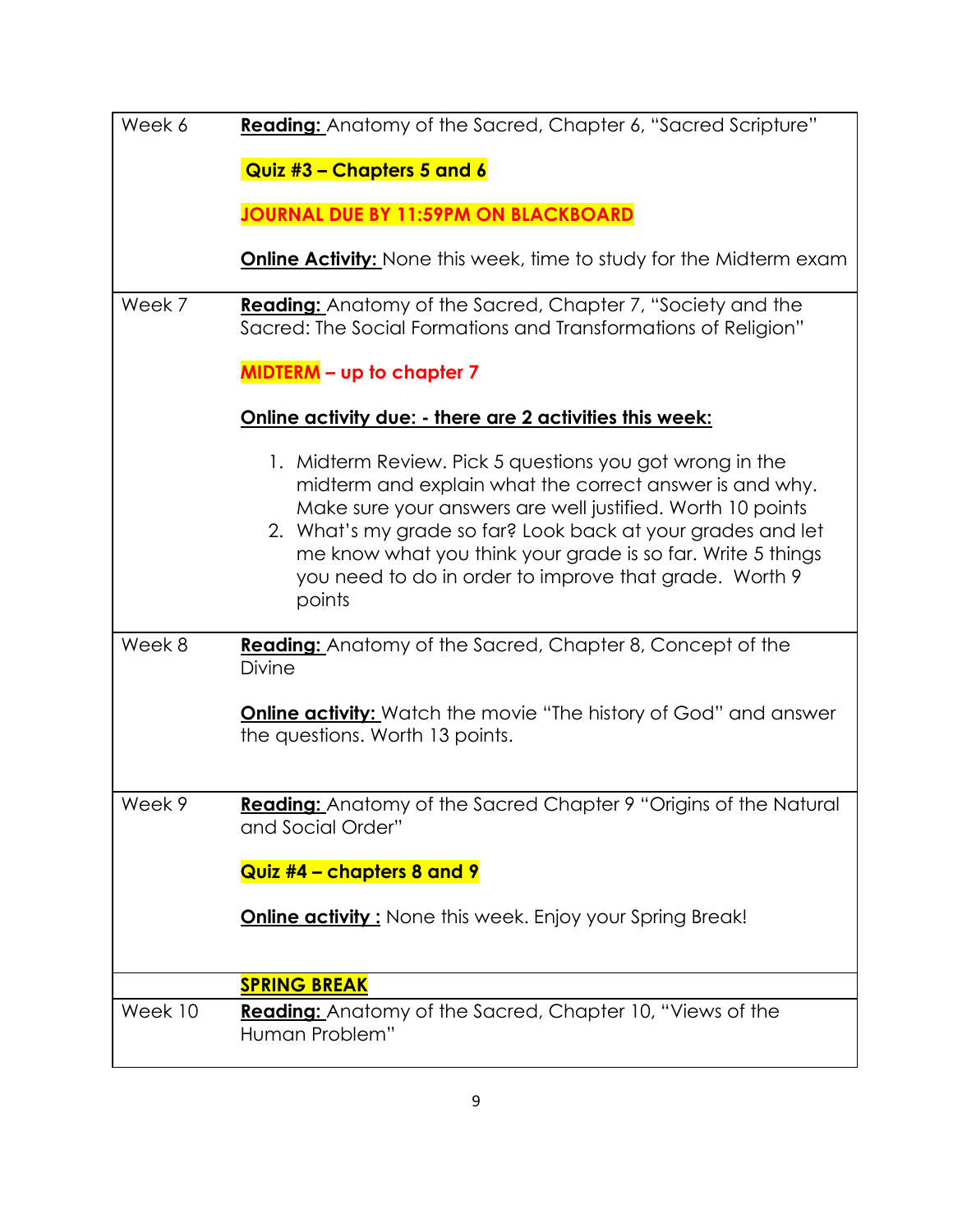| | |
|---|---|
| Week 6 | **Reading:** Anatomy of the Sacred, Chapter 6, "Sacred Scripture"<br><br>**Quiz #3 – Chapters 5 and 6**<br><br>**JOURNAL DUE BY 11:59PM ON BLACKBOARD**<br><br>**Online Activity:** None this week, time to study for the Midterm exam |
| Week 7 | **Reading:** Anatomy of the Sacred, Chapter 7, "Society and the Sacred: The Social Formations and Transformations of Religion"<br><br>**MIDTERM – up to chapter 7**<br><br>**Online activity due: - there are 2 activities this week:**<br><br>1. Midterm Review. Pick 5 questions you got wrong in the midterm and explain what the correct answer is and why. Make sure your answers are well justified. Worth 10 points<br>2. What's my grade so far? Look back at your grades and let me know what you think your grade is so far. Write 5 things you need to do in order to improve that grade. Worth 9 points |
| Week 8 | **Reading:** Anatomy of the Sacred, Chapter 8, Concept of the Divine<br><br>**Online activity:** Watch the movie "The history of God" and answer the questions. Worth 13 points. |
| Week 9 | **Reading:** Anatomy of the Sacred Chapter 9 "Origins of the Natural and Social Order"<br><br>**Quiz #4 – chapters 8 and 9**<br><br>**Online activity :** None this week. Enjoy your Spring Break! |
| | **SPRING BREAK** |
| Week 10 | **Reading:** Anatomy of the Sacred, Chapter 10, "Views of the Human Problem" |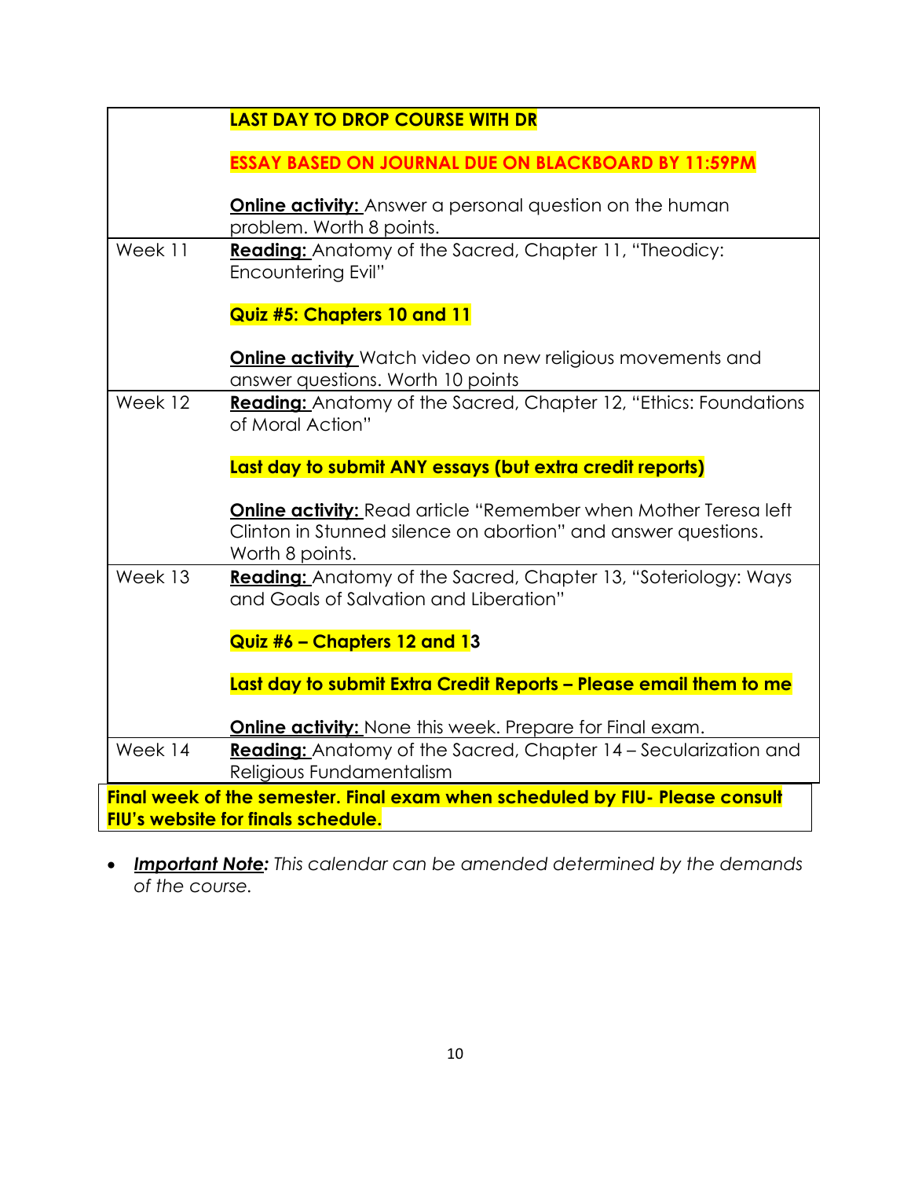| | |
|---|---|
| | **LAST DAY TO DROP COURSE WITH DR**<br><br>**ESSAY BASED ON JOURNAL DUE ON BLACKBOARD BY 11:59PM**<br><br>**Online activity:** Answer a personal question on the human problem. Worth 8 points. |
| Week 11 | **Reading:** Anatomy of the Sacred, Chapter 11, "Theodicy: Encountering Evil"<br><br>**Quiz #5: Chapters 10 and 11**<br><br>**Online activity** Watch video on new religious movements and answer questions. Worth 10 points |
| Week 12 | **Reading:** Anatomy of the Sacred, Chapter 12, "Ethics: Foundations of Moral Action"<br><br>**Last day to submit ANY essays (but extra credit reports)**<br><br>**Online activity:** Read article "Remember when Mother Teresa left Clinton in Stunned silence on abortion" and answer questions. Worth 8 points. |
| Week 13 | **Reading:** Anatomy of the Sacred, Chapter 13, "Soteriology: Ways and Goals of Salvation and Liberation"<br><br>**Quiz #6 – Chapters 12 and 13**<br><br>**Last day to submit Extra Credit Reports – Please email them to me**<br><br>**Online activity:** None this week. Prepare for Final exam. |
| Week 14 | **Reading:** Anatomy of the Sacred, Chapter 14 – Secularization and Religious Fundamentalism |

**Final week of the semester. Final exam when scheduled by FIU- Please consult FIU's website for finals schedule.**

- ***Important Note:*** *This calendar can be amended determined by the demands of the course.*